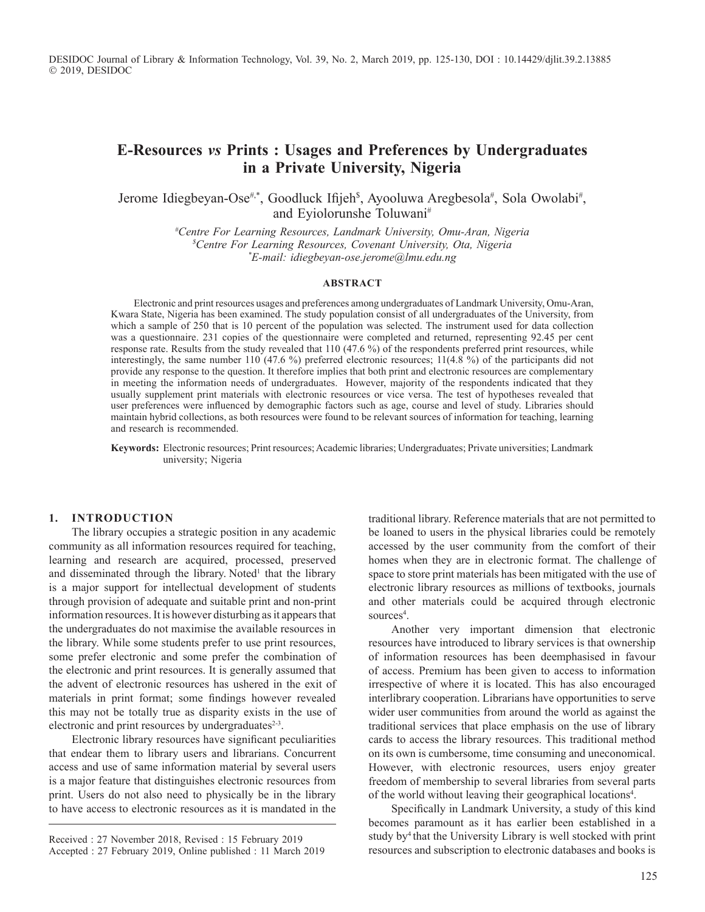# E-Resources *vs* Prints : Usages and Preferences by Undergraduates in a Private University, Nigeria

Jerome Idiegbeyan-Ose[#,*], Goodluck Ifijeh[$], Ayooluwa Aregbesola[#], Sola Owolabi[#], and Eyiolorunshe Toluwani[#]

[#] *Centre For Learning Resources, Landmark University, Omu-Aran, Nigeria*
[$] *Centre For Learning Resources, Covenant University, Ota, Nigeria*
[*] *E-mail: idiegbeyan-ose.jerome@lmu.edu.ng*

### ABSTRACT

Electronic and print resources usages and preferences among undergraduates of Landmark University, Omu-Aran, Kwara State, Nigeria has been examined. The study population consist of all undergraduates of the University, from which a sample of 250 that is 10 percent of the population was selected. The instrument used for data collection was a questionnaire. 231 copies of the questionnaire were completed and returned, representing 92.45 per cent response rate. Results from the study revealed that 110 (47.6 %) of the respondents preferred print resources, while interestingly, the same number 110 (47.6 %) preferred electronic resources; 11(4.8 %) of the participants did not provide any response to the question. It therefore implies that both print and electronic resources are complementary in meeting the information needs of undergraduates. However, majority of the respondents indicated that they usually supplement print materials with electronic resources or vice versa. The test of hypotheses revealed that user preferences were influenced by demographic factors such as age, course and level of study. Libraries should maintain hybrid collections, as both resources were found to be relevant sources of information for teaching, learning and research is recommended.

**Keywords:** Electronic resources; Print resources; Academic libraries; Undergraduates; Private universities; Landmark university; Nigeria

## 1. INTRODUCTION

The library occupies a strategic position in any academic community as all information resources required for teaching, learning and research are acquired, processed, preserved and disseminated through the library. Noted[1] that the library is a major support for intellectual development of students through provision of adequate and suitable print and non-print information resources. It is however disturbing as it appears that the undergraduates do not maximise the available resources in the library. While some students prefer to use print resources, some prefer electronic and some prefer the combination of the electronic and print resources. It is generally assumed that the advent of electronic resources has ushered in the exit of materials in print format; some findings however revealed this may not be totally true as disparity exists in the use of electronic and print resources by undergraduates[2-3].

Electronic library resources have significant peculiarities that endear them to library users and librarians. Concurrent access and use of same information material by several users is a major feature that distinguishes electronic resources from print. Users do not also need to physically be in the library to have access to electronic resources as it is mandated in the traditional library. Reference materials that are not permitted to be loaned to users in the physical libraries could be remotely accessed by the user community from the comfort of their homes when they are in electronic format. The challenge of space to store print materials has been mitigated with the use of electronic library resources as millions of textbooks, journals and other materials could be acquired through electronic sources[4].

Another very important dimension that electronic resources have introduced to library services is that ownership of information resources has been deemphasised in favour of access. Premium has been given to access to information irrespective of where it is located. This has also encouraged interlibrary cooperation. Librarians have opportunities to serve wider user communities from around the world as against the traditional services that place emphasis on the use of library cards to access the library resources. This traditional method on its own is cumbersome, time consuming and uneconomical. However, with electronic resources, users enjoy greater freedom of membership to several libraries from several parts of the world without leaving their geographical locations[4].

Specifically in Landmark University, a study of this kind becomes paramount as it has earlier been established in a study by[4] that the University Library is well stocked with print resources and subscription to electronic databases and books is

Received : 27 November 2018, Revised : 15 February 2019
Accepted : 27 February 2019, Online published : 11 March 2019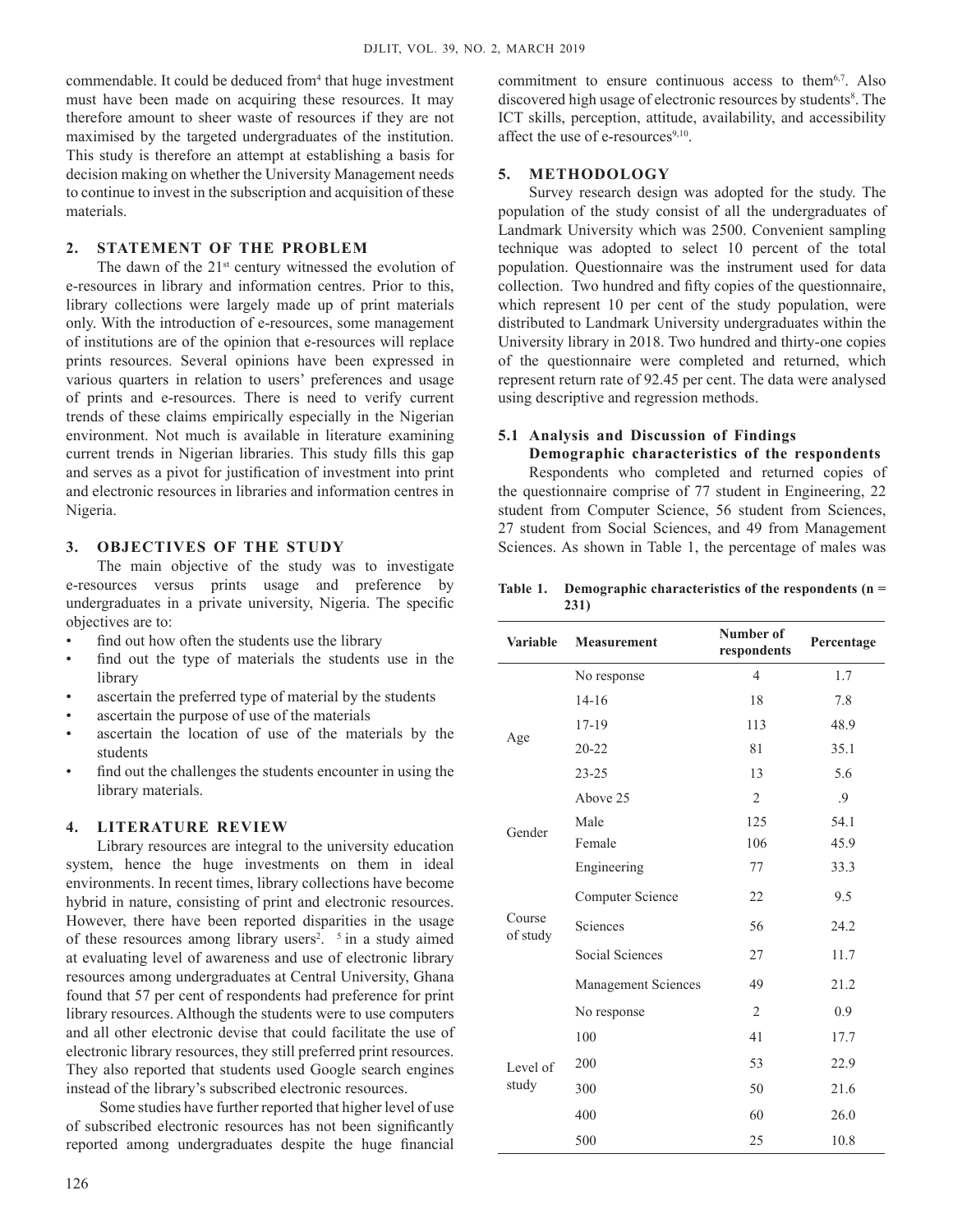commendable. It could be deduced from[4] that huge investment must have been made on acquiring these resources. It may therefore amount to sheer waste of resources if they are not maximised by the targeted undergraduates of the institution. This study is therefore an attempt at establishing a basis for decision making on whether the University Management needs to continue to invest in the subscription and acquisition of these materials.

## 2. STATEMENT OF THE PROBLEM

The dawn of the 21st century witnessed the evolution of e-resources in library and information centres. Prior to this, library collections were largely made up of print materials only. With the introduction of e-resources, some management of institutions are of the opinion that e-resources will replace prints resources. Several opinions have been expressed in various quarters in relation to users' preferences and usage of prints and e-resources. There is need to verify current trends of these claims empirically especially in the Nigerian environment. Not much is available in literature examining current trends in Nigerian libraries. This study fills this gap and serves as a pivot for justification of investment into print and electronic resources in libraries and information centres in Nigeria.

## 3. OBJECTIVES OF THE STUDY

The main objective of the study was to investigate e-resources versus prints usage and preference by undergraduates in a private university, Nigeria. The specific objectives are to:

- find out how often the students use the library
- find out the type of materials the students use in the library
- ascertain the preferred type of material by the students
- ascertain the purpose of use of the materials
- ascertain the location of use of the materials by the students
- find out the challenges the students encounter in using the library materials.

## 4. LITERATURE REVIEW

Library resources are integral to the university education system, hence the huge investments on them in ideal environments. In recent times, library collections have become hybrid in nature, consisting of print and electronic resources. However, there have been reported disparities in the usage of these resources among library users[2]. [5] in a study aimed at evaluating level of awareness and use of electronic library resources among undergraduates at Central University, Ghana found that 57 per cent of respondents had preference for print library resources. Although the students were to use computers and all other electronic devise that could facilitate the use of electronic library resources, they still preferred print resources. They also reported that students used Google search engines instead of the library's subscribed electronic resources.

Some studies have further reported that higher level of use of subscribed electronic resources has not been significantly reported among undergraduates despite the huge financial commitment to ensure continuous access to them[6,7]. Also discovered high usage of electronic resources by students[8]. The ICT skills, perception, attitude, availability, and accessibility affect the use of e-resources[9,10].

## 5. METHODOLOGY

Survey research design was adopted for the study. The population of the study consist of all the undergraduates of Landmark University which was 2500. Convenient sampling technique was adopted to select 10 percent of the total population. Questionnaire was the instrument used for data collection. Two hundred and fifty copies of the questionnaire, which represent 10 per cent of the study population, were distributed to Landmark University undergraduates within the University library in 2018. Two hundred and thirty-one copies of the questionnaire were completed and returned, which represent return rate of 92.45 per cent. The data were analysed using descriptive and regression methods.

### 5.1 Analysis and Discussion of Findings

**Demographic characteristics of the respondents**

Respondents who completed and returned copies of the questionnaire comprise of 77 student in Engineering, 22 student from Computer Science, 56 student from Sciences, 27 student from Social Sciences, and 49 from Management Sciences. As shown in Table 1, the percentage of males was

**Table 1. Demographic characteristics of the respondents (n = 231)**

| Variable | Measurement | Number of respondents | Percentage |
|---|---|---|---|
| Age | No response | 4 | 1.7 |
| | 14-16 | 18 | 7.8 |
| | 17-19 | 113 | 48.9 |
| | 20-22 | 81 | 35.1 |
| | 23-25 | 13 | 5.6 |
| | Above 25 | 2 | .9 |
| Gender | Male | 125 | 54.1 |
| | Female | 106 | 45.9 |
| Course of study | Engineering | 77 | 33.3 |
| | Computer Science | 22 | 9.5 |
| | Sciences | 56 | 24.2 |
| | Social Sciences | 27 | 11.7 |
| | Management Sciences | 49 | 21.2 |
| Level of study | No response | 2 | 0.9 |
| | 100 | 41 | 17.7 |
| | 200 | 53 | 22.9 |
| | 300 | 50 | 21.6 |
| | 400 | 60 | 26.0 |
| | 500 | 25 | 10.8 |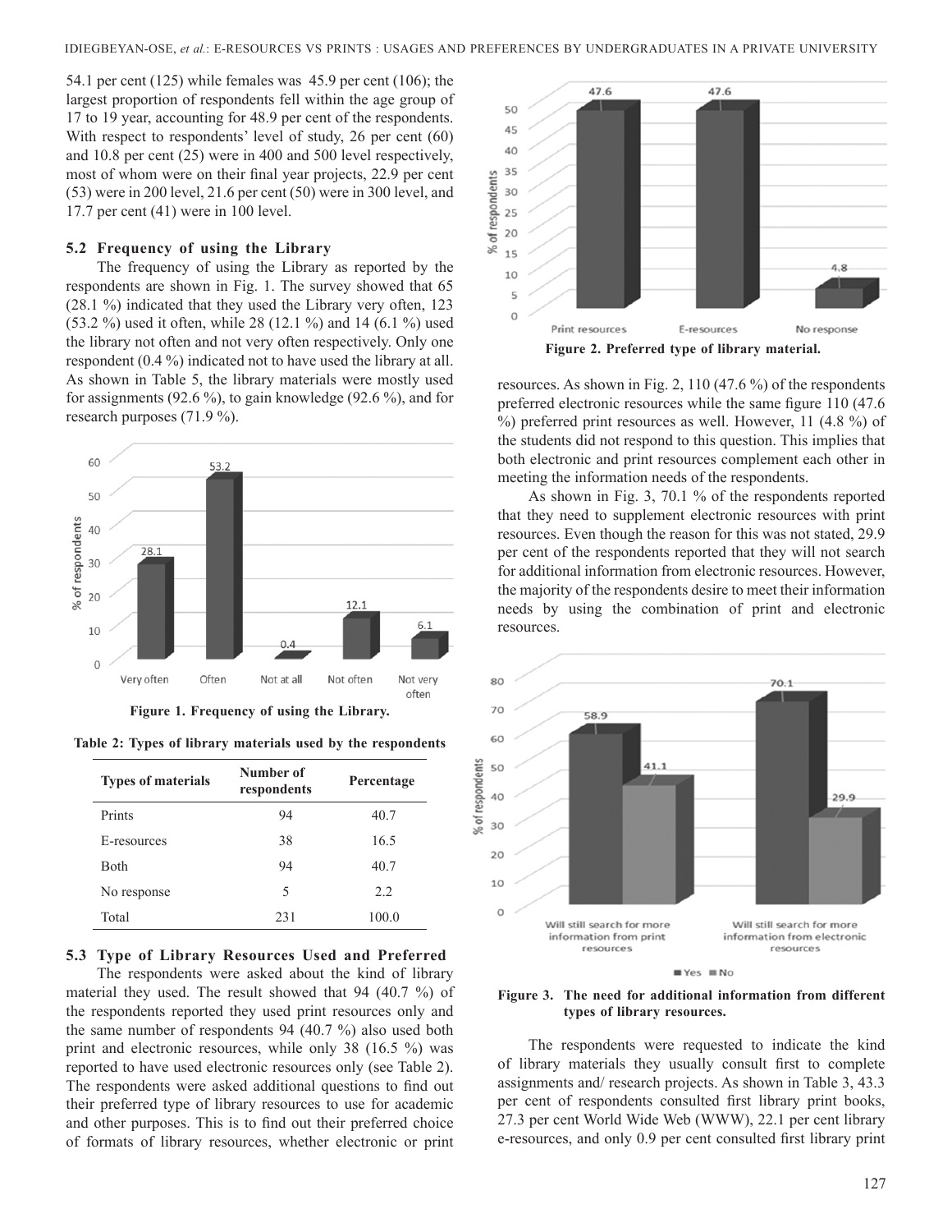54.1 per cent (125) while females was 45.9 per cent (106); the largest proportion of respondents fell within the age group of 17 to 19 year, accounting for 48.9 per cent of the respondents. With respect to respondents' level of study, 26 per cent (60) and 10.8 per cent (25) were in 400 and 500 level respectively, most of whom were on their final year projects, 22.9 per cent (53) were in 200 level, 21.6 per cent (50) were in 300 level, and 17.7 per cent (41) were in 100 level.

### 5.2 Frequency of using the Library

The frequency of using the Library as reported by the respondents are shown in Fig. 1. The survey showed that 65 (28.1 %) indicated that they used the Library very often, 123 (53.2 %) used it often, while 28 (12.1 %) and 14 (6.1 %) used the library not often and not very often respectively. Only one respondent (0.4 %) indicated not to have used the library at all. As shown in Table 5, the library materials were mostly used for assignments (92.6 %), to gain knowledge (92.6 %), and for research purposes (71.9 %).

**Figure 1. Frequency of using the Library.**

**Table 2: Types of library materials used by the respondents**

| Types of materials | Number of respondents | Percentage |
|---|---|---|
| Prints | 94 | 40.7 |
| E-resources | 38 | 16.5 |
| Both | 94 | 40.7 |
| No response | 5 | 2.2 |
| Total | 231 | 100.0 |

### 5.3 Type of Library Resources Used and Preferred

The respondents were asked about the kind of library material they used. The result showed that 94 (40.7 %) of the respondents reported they used print resources only and the same number of respondents 94 (40.7 %) also used both print and electronic resources, while only 38 (16.5 %) was reported to have used electronic resources only (see Table 2). The respondents were asked additional questions to find out their preferred type of library resources to use for academic and other purposes. This is to find out their preferred choice of formats of library resources, whether electronic or print resources. As shown in Fig. 2, 110 (47.6 %) of the respondents preferred electronic resources while the same figure 110 (47.6 %) preferred print resources as well. However, 11 (4.8 %) of the students did not respond to this question. This implies that both electronic and print resources complement each other in meeting the information needs of the respondents.

**Figure 2. Preferred type of library material.**

As shown in Fig. 3, 70.1 % of the respondents reported that they need to supplement electronic resources with print resources. Even though the reason for this was not stated, 29.9 per cent of the respondents reported that they will not search for additional information from electronic resources. However, the majority of the respondents desire to meet their information needs by using the combination of print and electronic resources.

**Figure 3. The need for additional information from different types of library resources.**

The respondents were requested to indicate the kind of library materials they usually consult first to complete assignments and/ research projects. As shown in Table 3, 43.3 per cent of respondents consulted first library print books, 27.3 per cent World Wide Web (WWW), 22.1 per cent library e-resources, and only 0.9 per cent consulted first library print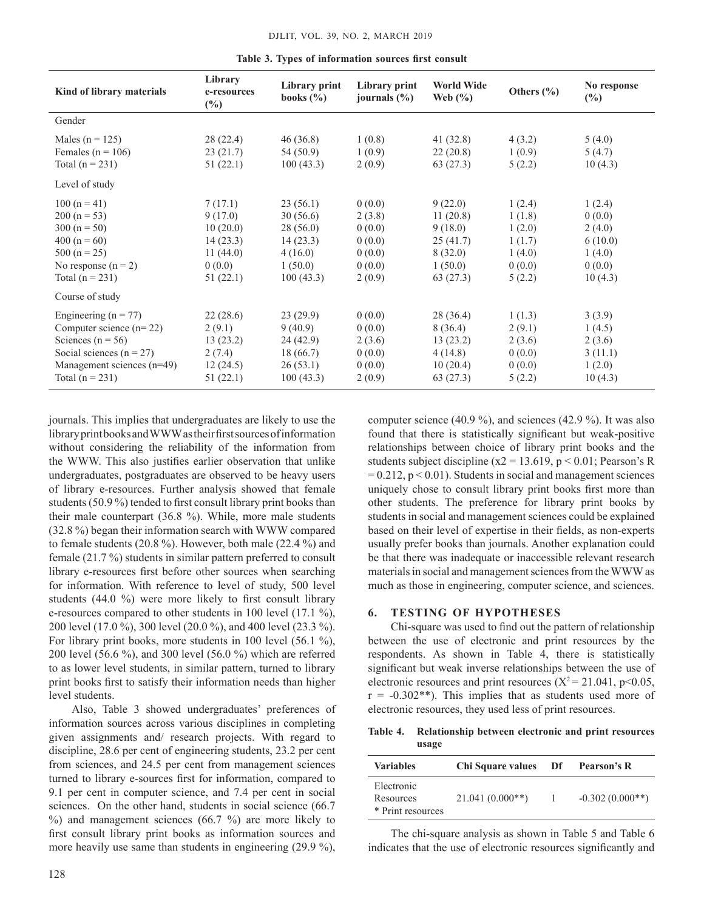**Table 3. Types of information sources first consult**

| Kind of library materials | Library e-resources (%) | Library print books (%) | Library print journals (%) | World Wide Web (%) | Others (%) | No response (%) |
|---|---|---|---|---|---|---|
| Gender | | | | | | |
| Males (n = 125) | 28 (22.4) | 46 (36.8) | 1 (0.8) | 41 (32.8) | 4 (3.2) | 5 (4.0) |
| Females (n = 106) | 23 (21.7) | 54 (50.9) | 1 (0.9) | 22 (20.8) | 1 (0.9) | 5 (4.7) |
| Total (n = 231) | 51 (22.1) | 100 (43.3) | 2 (0.9) | 63 (27.3) | 5 (2.2) | 10 (4.3) |
| Level of study | | | | | | |
| 100 (n = 41) | 7 (17.1) | 23 (56.1) | 0 (0.0) | 9 (22.0) | 1 (2.4) | 1 (2.4) |
| 200 (n = 53) | 9 (17.0) | 30 (56.6) | 2 (3.8) | 11 (20.8) | 1 (1.8) | 0 (0.0) |
| 300 (n = 50) | 10 (20.0) | 28 (56.0) | 0 (0.0) | 9 (18.0) | 1 (2.0) | 2 (4.0) |
| 400 (n = 60) | 14 (23.3) | 14 (23.3) | 0 (0.0) | 25 (41.7) | 1 (1.7) | 6 (10.0) |
| 500 (n = 25) | 11 (44.0) | 4 (16.0) | 0 (0.0) | 8 (32.0) | 1 (4.0) | 1 (4.0) |
| No response (n = 2) | 0 (0.0) | 1 (50.0) | 0 (0.0) | 1 (50.0) | 0 (0.0) | 0 (0.0) |
| Total (n = 231) | 51 (22.1) | 100 (43.3) | 2 (0.9) | 63 (27.3) | 5 (2.2) | 10 (4.3) |
| Course of study | | | | | | |
| Engineering (n = 77) | 22 (28.6) | 23 (29.9) | 0 (0.0) | 28 (36.4) | 1 (1.3) | 3 (3.9) |
| Computer science (n= 22) | 2 (9.1) | 9 (40.9) | 0 (0.0) | 8 (36.4) | 2 (9.1) | 1 (4.5) |
| Sciences (n = 56) | 13 (23.2) | 24 (42.9) | 2 (3.6) | 13 (23.2) | 2 (3.6) | 2 (3.6) |
| Social sciences (n = 27) | 2 (7.4) | 18 (66.7) | 0 (0.0) | 4 (14.8) | 0 (0.0) | 3 (11.1) |
| Management sciences (n=49) | 12 (24.5) | 26 (53.1) | 0 (0.0) | 10 (20.4) | 0 (0.0) | 1 (2.0) |
| Total (n = 231) | 51 (22.1) | 100 (43.3) | 2 (0.9) | 63 (27.3) | 5 (2.2) | 10 (4.3) |

journals. This implies that undergraduates are likely to use the library print books and WWW as their first sources of information without considering the reliability of the information from the WWW. This also justifies earlier observation that unlike undergraduates, postgraduates are observed to be heavy users of library e-resources. Further analysis showed that female students (50.9 %) tended to first consult library print books than their male counterpart (36.8 %). While, more male students (32.8 %) began their information search with WWW compared to female students (20.8 %). However, both male (22.4 %) and female (21.7 %) students in similar pattern preferred to consult library e-resources first before other sources when searching for information. With reference to level of study, 500 level students (44.0 %) were more likely to first consult library e-resources compared to other students in 100 level (17.1 %), 200 level (17.0 %), 300 level (20.0 %), and 400 level (23.3 %). For library print books, more students in 100 level (56.1 %), 200 level (56.6 %), and 300 level (56.0 %) which are referred to as lower level students, in similar pattern, turned to library print books first to satisfy their information needs than higher level students.

Also, Table 3 showed undergraduates' preferences of information sources across various disciplines in completing given assignments and/ research projects. With regard to discipline, 28.6 per cent of engineering students, 23.2 per cent from sciences, and 24.5 per cent from management sciences turned to library e-sources first for information, compared to 9.1 per cent in computer science, and 7.4 per cent in social sciences. On the other hand, students in social science (66.7 %) and management sciences (66.7 %) are more likely to first consult library print books as information sources and more heavily use same than students in engineering (29.9 %), computer science (40.9 %), and sciences (42.9 %). It was also found that there is statistically significant but weak-positive relationships between choice of library print books and the students subject discipline ($x2 = 13.619$, $p < 0.01$; Pearson's R $= 0.212$, $p < 0.01$). Students in social and management sciences uniquely chose to consult library print books first more than other students. The preference for library print books by students in social and management sciences could be explained based on their level of expertise in their fields, as non-experts usually prefer books than journals. Another explanation could be that there was inadequate or inaccessible relevant research materials in social and management sciences from the WWW as much as those in engineering, computer science, and sciences.

## 6. TESTING OF HYPOTHESES

Chi-square was used to find out the pattern of relationship between the use of electronic and print resources by the respondents. As shown in Table 4, there is statistically significant but weak inverse relationships between the use of electronic resources and print resources ($X^2 = 21.041$, $p<0.05$, $r = -0.302$**). This implies that as students used more of electronic resources, they used less of print resources.

**Table 4. Relationship between electronic and print resources usage**

| Variables | Chi Square values | Df | Pearson's R |
|---|---|---|---|
| Electronic Resources * Print resources | 21.041 (0.000**) | 1 | -0.302 (0.000**) |

The chi-square analysis as shown in Table 5 and Table 6 indicates that the use of electronic resources significantly and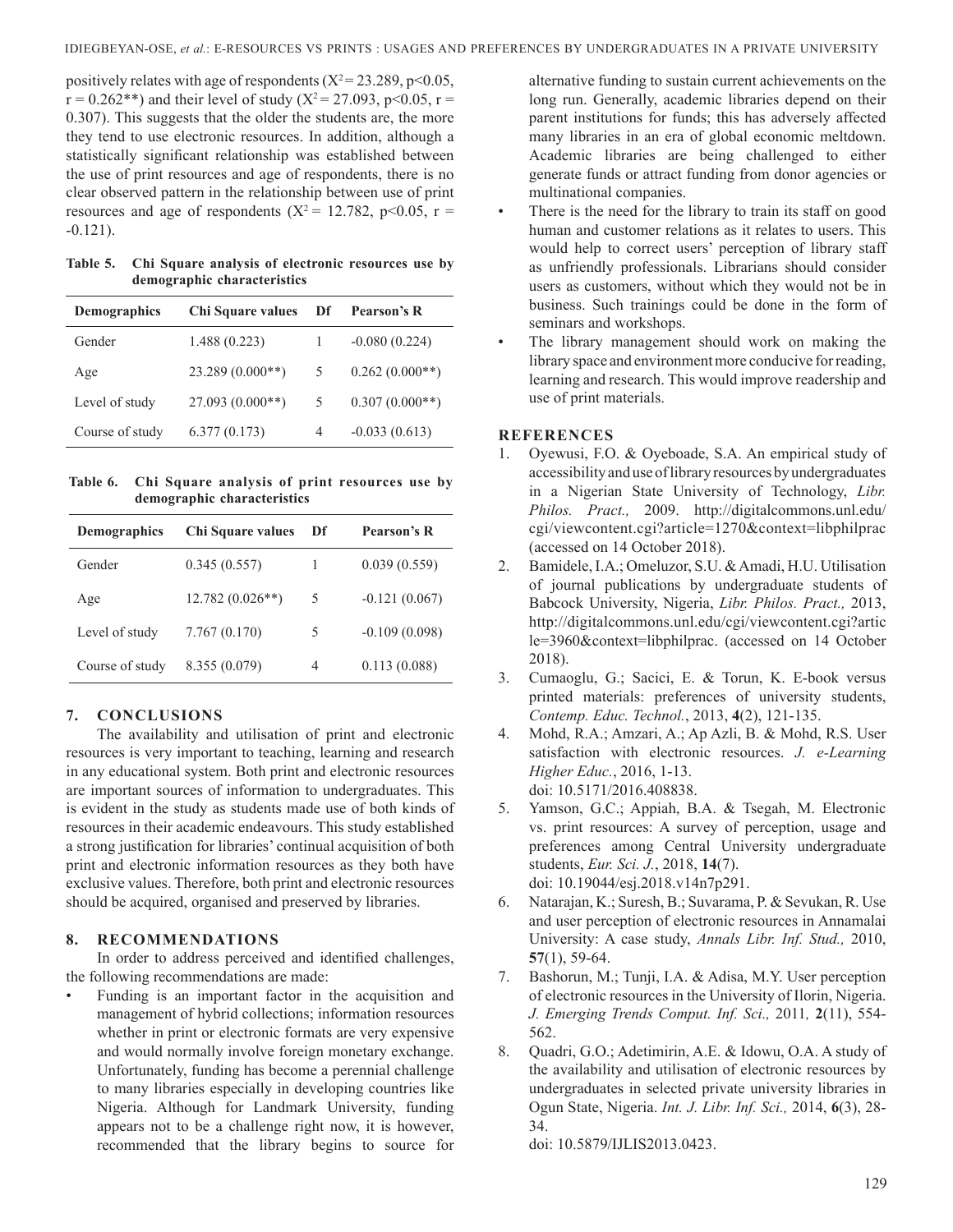positively relates with age of respondents ($X^2 = 23.289$, $p<0.05$, $r = 0.262^{**}$) and their level of study ($X^2 = 27.093$, $p<0.05$, $r = 0.307$). This suggests that the older the students are, the more they tend to use electronic resources. In addition, although a statistically significant relationship was established between the use of print resources and age of respondents, there is no clear observed pattern in the relationship between use of print resources and age of respondents ($X^2 = 12.782$, $p<0.05$, $r = -0.121$).

**Table 5. Chi Square analysis of electronic resources use by demographic characteristics**

| Demographics | Chi Square values | Df | Pearson's R |
|---|---|---|---|
| Gender | 1.488 (0.223) | 1 | -0.080 (0.224) |
| Age | 23.289 (0.000**) | 5 | 0.262 (0.000**) |
| Level of study | 27.093 (0.000**) | 5 | 0.307 (0.000**) |
| Course of study | 6.377 (0.173) | 4 | -0.033 (0.613) |

**Table 6. Chi Square analysis of print resources use by demographic characteristics**

| Demographics | Chi Square values | Df | Pearson's R |
|---|---|---|---|
| Gender | 0.345 (0.557) | 1 | 0.039 (0.559) |
| Age | 12.782 (0.026**) | 5 | -0.121 (0.067) |
| Level of study | 7.767 (0.170) | 5 | -0.109 (0.098) |
| Course of study | 8.355 (0.079) | 4 | 0.113 (0.088) |

## 7. CONCLUSIONS

The availability and utilisation of print and electronic resources is very important to teaching, learning and research in any educational system. Both print and electronic resources are important sources of information to undergraduates. This is evident in the study as students made use of both kinds of resources in their academic endeavours. This study established a strong justification for libraries' continual acquisition of both print and electronic information resources as they both have exclusive values. Therefore, both print and electronic resources should be acquired, organised and preserved by libraries.

## 8. RECOMMENDATIONS

In order to address perceived and identified challenges, the following recommendations are made:

- Funding is an important factor in the acquisition and management of hybrid collections; information resources whether in print or electronic formats are very expensive and would normally involve foreign monetary exchange. Unfortunately, funding has become a perennial challenge to many libraries especially in developing countries like Nigeria. Although for Landmark University, funding appears not to be a challenge right now, it is however, recommended that the library begins to source for alternative funding to sustain current achievements on the long run. Generally, academic libraries depend on their parent institutions for funds; this has adversely affected many libraries in an era of global economic meltdown. Academic libraries are being challenged to either generate funds or attract funding from donor agencies or multinational companies.
- There is the need for the library to train its staff on good human and customer relations as it relates to users. This would help to correct users' perception of library staff as unfriendly professionals. Librarians should consider users as customers, without which they would not be in business. Such trainings could be done in the form of seminars and workshops.
- The library management should work on making the library space and environment more conducive for reading, learning and research. This would improve readership and use of print materials.

## REFERENCES

1. Oyewusi, F.O. & Oyeboade, S.A. An empirical study of accessibility and use of library resources by undergraduates in a Nigerian State University of Technology, *Libr. Philos. Pract.,* 2009. http://digitalcommons.unl.edu/cgi/viewcontent.cgi?article=1270&context=libphilprac (accessed on 14 October 2018).
2. Bamidele, I.A.; Omeluzor, S.U. & Amadi, H.U. Utilisation of journal publications by undergraduate students of Babcock University, Nigeria, *Libr. Philos. Pract.,* 2013, http://digitalcommons.unl.edu/cgi/viewcontent.cgi?article=3960&context=libphilprac. (accessed on 14 October 2018).
3. Cumaoglu, G.; Sacici, E. & Torun, K. E-book versus printed materials: preferences of university students, *Contemp. Educ. Technol.*, 2013, **4**(2), 121-135.
4. Mohd, R.A.; Amzari, A.; Ap Azli, B. & Mohd, R.S. User satisfaction with electronic resources. *J. e-Learning Higher Educ.*, 2016, 1-13. doi: 10.5171/2016.408838.
5. Yamson, G.C.; Appiah, B.A. & Tsegah, M. Electronic vs. print resources: A survey of perception, usage and preferences among Central University undergraduate students, *Eur. Sci. J.*, 2018, **14**(7). doi: 10.19044/esj.2018.v14n7p291.
6. Natarajan, K.; Suresh, B.; Suvarama, P. & Sevukan, R. Use and user perception of electronic resources in Annamalai University: A case study, *Annals Libr. Inf. Stud.,* 2010, **57**(1), 59-64.
7. Bashorun, M.; Tunji, I.A. & Adisa, M.Y. User perception of electronic resources in the University of Ilorin, Nigeria. *J. Emerging Trends Comput. Inf. Sci.,* 2011*,* **2**(11), 554-562.
8. Quadri, G.O.; Adetimirin, A.E. & Idowu, O.A. A study of the availability and utilisation of electronic resources by undergraduates in selected private university libraries in Ogun State, Nigeria. *Int. J. Libr. Inf. Sci.,* 2014, **6**(3), 28-34. doi: 10.5879/IJLIS2013.0423.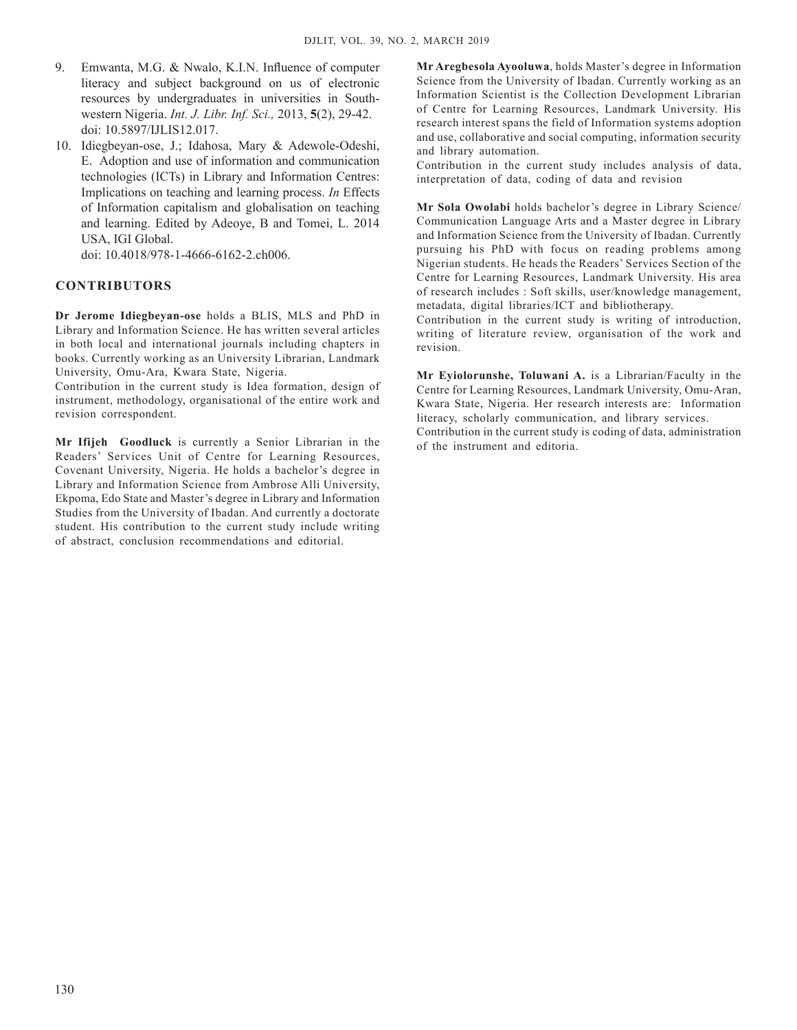9. Emwanta, M.G. & Nwalo, K.I.N. Influence of computer literacy and subject background on us of electronic resources by undergraduates in universities in South-western Nigeria. *Int. J. Libr. Inf. Sci.,* 2013, **5**(2), 29-42. doi: 10.5897/IJLIS12.017.
10. Idiegbeyan-ose, J.; Idahosa, Mary & Adewole-Odeshi, E. Adoption and use of information and communication technologies (ICTs) in Library and Information Centres: Implications on teaching and learning process. *In* Effects of Information capitalism and globalisation on teaching and learning. Edited by Adeoye, B and Tomei, L. 2014 USA, IGI Global.
doi: 10.4018/978-1-4666-6162-2.ch006.

## CONTRIBUTORS

**Dr Jerome Idiegbeyan-ose** holds a BLIS, MLS and PhD in Library and Information Science. He has written several articles in both local and international journals including chapters in books. Currently working as an University Librarian, Landmark University, Omu-Ara, Kwara State, Nigeria.
Contribution in the current study is Idea formation, design of instrument, methodology, organisational of the entire work and revision correspondent.

**Mr Ifijeh Goodluck** is currently a Senior Librarian in the Readers' Services Unit of Centre for Learning Resources, Covenant University, Nigeria. He holds a bachelor's degree in Library and Information Science from Ambrose Alli University, Ekpoma, Edo State and Master's degree in Library and Information Studies from the University of Ibadan. And currently a doctorate student. His contribution to the current study include writing of abstract, conclusion recommendations and editorial.

**Mr Aregbesola Ayooluwa**, holds Master's degree in Information Science from the University of Ibadan. Currently working as an Information Scientist is the Collection Development Librarian of Centre for Learning Resources, Landmark University. His research interest spans the field of Information systems adoption and use, collaborative and social computing, information security and library automation.
Contribution in the current study includes analysis of data, interpretation of data, coding of data and revision

**Mr Sola Owolabi** holds bachelor's degree in Library Science/ Communication Language Arts and a Master degree in Library and Information Science from the University of Ibadan. Currently pursuing his PhD with focus on reading problems among Nigerian students. He heads the Readers' Services Section of the Centre for Learning Resources, Landmark University. His area of research includes : Soft skills, user/knowledge management, metadata, digital libraries/ICT and bibliotherapy.
Contribution in the current study is writing of introduction, writing of literature review, organisation of the work and revision.

**Mr Eyiolorunshe, Toluwani A.** is a Librarian/Faculty in the Centre for Learning Resources, Landmark University, Omu-Aran, Kwara State, Nigeria. Her research interests are: Information literacy, scholarly communication, and library services.
Contribution in the current study is coding of data, administration of the instrument and editoria.